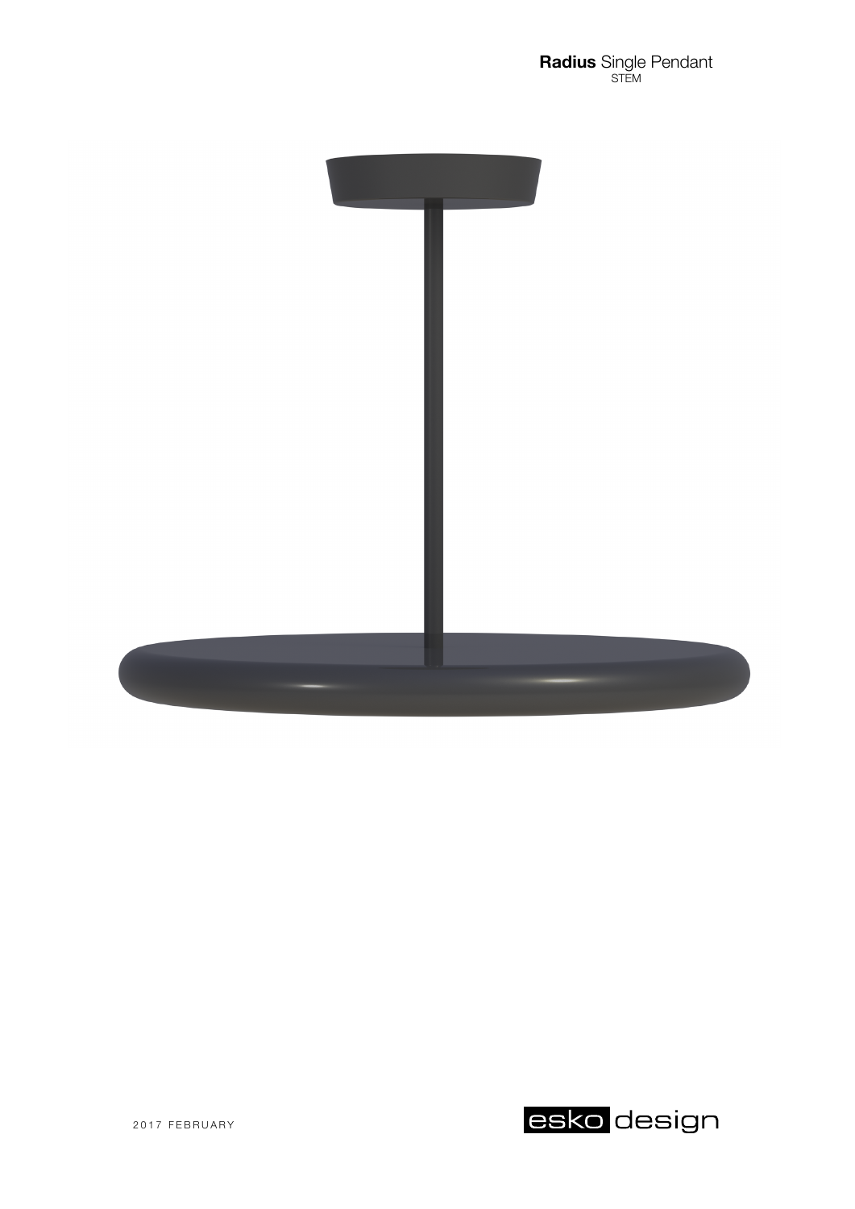**Radius** Single Pendant
STEM

2017 FEBRUARY

esko design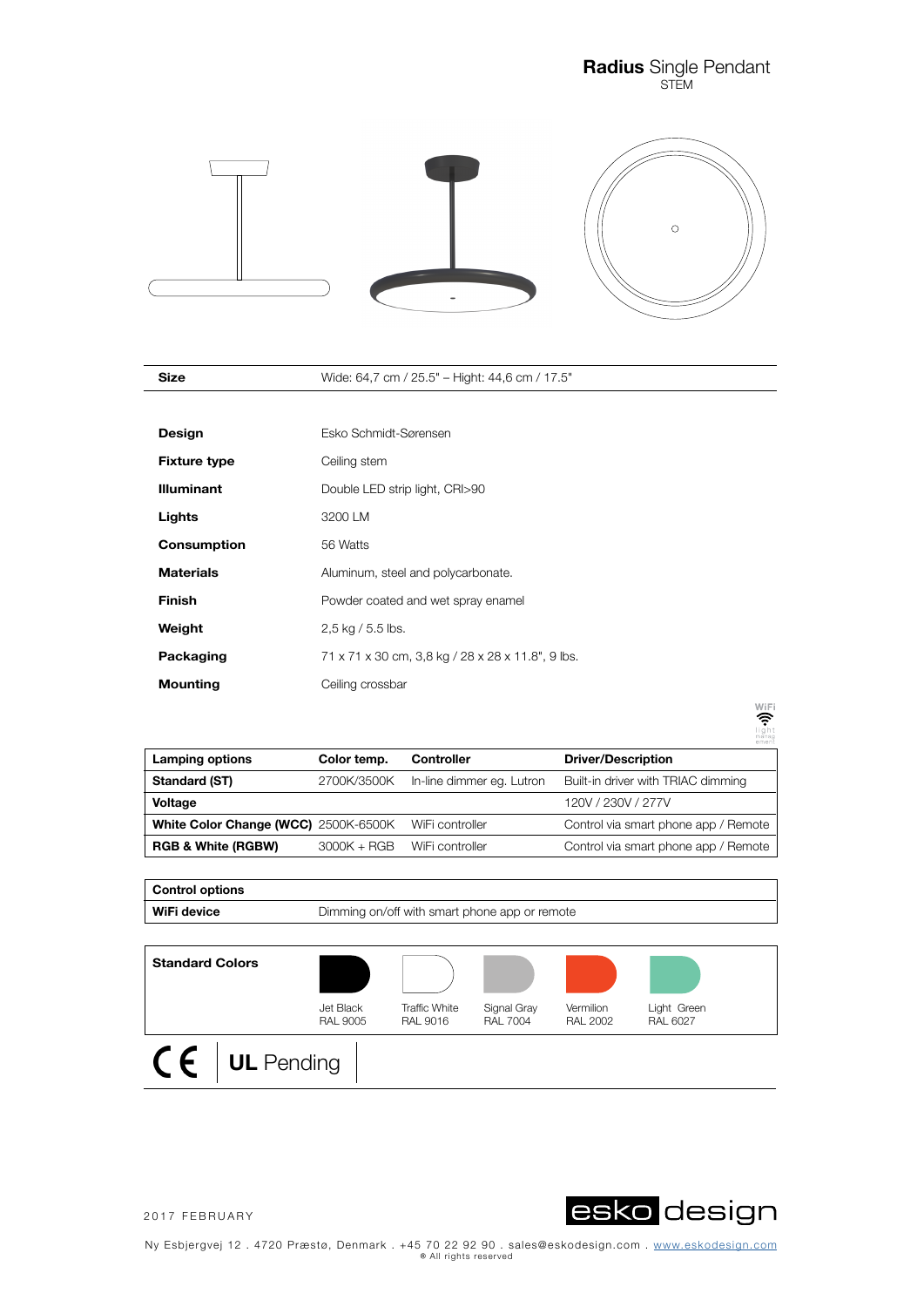# **Radius** Single Pendant

STEM

| | |
|---|---|
| **Size** | Wide: 64,7 cm / 25.5" – Hight: 44,6 cm / 17.5" |

| | |
|---|---|
| **Design** | Esko Schmidt-Sørensen |
| **Fixture type** | Ceiling stem |
| **Illuminant** | Double LED strip light, CRI>90 |
| **Lights** | 3200 LM |
| **Consumption** | 56 Watts |
| **Materials** | Aluminum, steel and polycarbonate. |
| **Finish** | Powder coated and wet spray enamel |
| **Weight** | 2,5 kg / 5.5 lbs. |
| **Packaging** | 71 x 71 x 30 cm, 3,8 kg / 28 x 28 x 11.8", 9 lbs. |
| **Mounting** | Ceiling crossbar |

WiFi light management

| **Lamping options** | **Color temp.** | **Controller** | **Driver/Description** |
|---|---|---|---|
| **Standard (ST)** | 2700K/3500K | In-line dimmer eg. Lutron | Built-in driver with TRIAC dimming |
| **Voltage** | | | 120V / 230V / 277V |
| **White Color Change (WCC)** | 2500K-6500K | WiFi controller | Control via smart phone app / Remote |
| **RGB & White (RGBW)** | 3000K + RGB | WiFi controller | Control via smart phone app / Remote |

| **Control options** | |
|---|---|
| **WiFi device** | Dimming on/off with smart phone app or remote |

| **Standard Colors** | | | | | |
|---|---|---|---|---|---|
| | Jet Black RAL 9005 | Traffic White RAL 9016 | Signal Gray RAL 7004 | Vermilion RAL 2002 | Light Green RAL 6027 |

CE | **UL** Pending

2017 FEBRUARY

esko design

Ny Esbjergvej 12 . 4720 Præstø, Denmark . +45 70 22 92 90 . sales@eskodesign.com . www.eskodesign.com
® All rights reserved